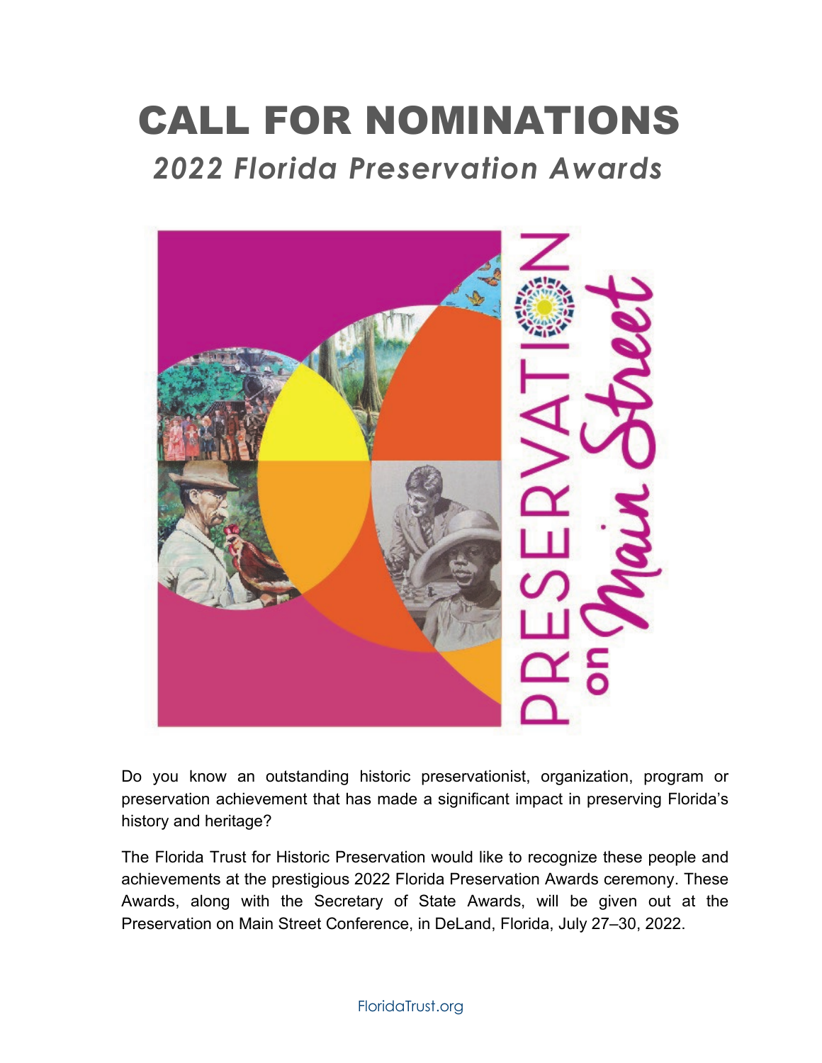# CALL FOR NOMINATIONS

## *2022 Florida Preservation Awards*

Do you know an outstanding historic preservationist, organization, program or preservation achievement that has made a significant impact in preserving Florida's history and heritage?

The Florida Trust for Historic Preservation would like to recognize these people and achievements at the prestigious 2022 Florida Preservation Awards ceremony. These Awards, along with the Secretary of State Awards, will be given out at the Preservation on Main Street Conference, in DeLand, Florida, July 27–30, 2022.

FloridaTrust.org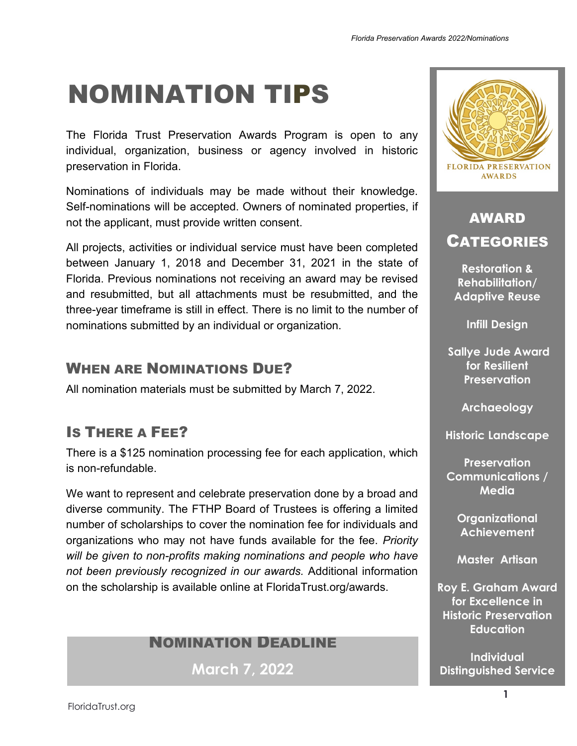# NOMINATION TIPS

The Florida Trust Preservation Awards Program is open to any individual, organization, business or agency involved in historic preservation in Florida.

Nominations of individuals may be made without their knowledge. Self-nominations will be accepted. Owners of nominated properties, if not the applicant, must provide written consent.

All projects, activities or individual service must have been completed between January 1, 2018 and December 31, 2021 in the state of Florida. Previous nominations not receiving an award may be revised and resubmitted, but all attachments must be resubmitted, and the three-year timeframe is still in effect. There is no limit to the number of nominations submitted by an individual or organization.

## When are Nominations Due?

All nomination materials must be submitted by March 7, 2022.

## Is There a Fee?

There is a $125 nomination processing fee for each application, which is non-refundable.

We want to represent and celebrate preservation done by a broad and diverse community. The FTHP Board of Trustees is offering a limited number of scholarships to cover the nomination fee for individuals and organizations who may not have funds available for the fee. *Priority will be given to non-profits making nominations and people who have not been previously recognized in our awards.* Additional information on the scholarship is available online at FloridaTrust.org/awards.

## Nomination Deadline

**March 7, 2022**

FLORIDA PRESERVATION AWARDS

## Award Categories

- **Restoration & Rehabilitation/ Adaptive Reuse**
- **Infill Design**
- **Sallye Jude Award for Resilient Preservation**
- **Archaeology**
- **Historic Landscape**
- **Preservation Communications / Media**
- **Organizational Achievement**
- **Master Artisan**
- **Roy E. Graham Award for Excellence in Historic Preservation Education**
- **Individual Distinguished Service**

FloridaTrust.org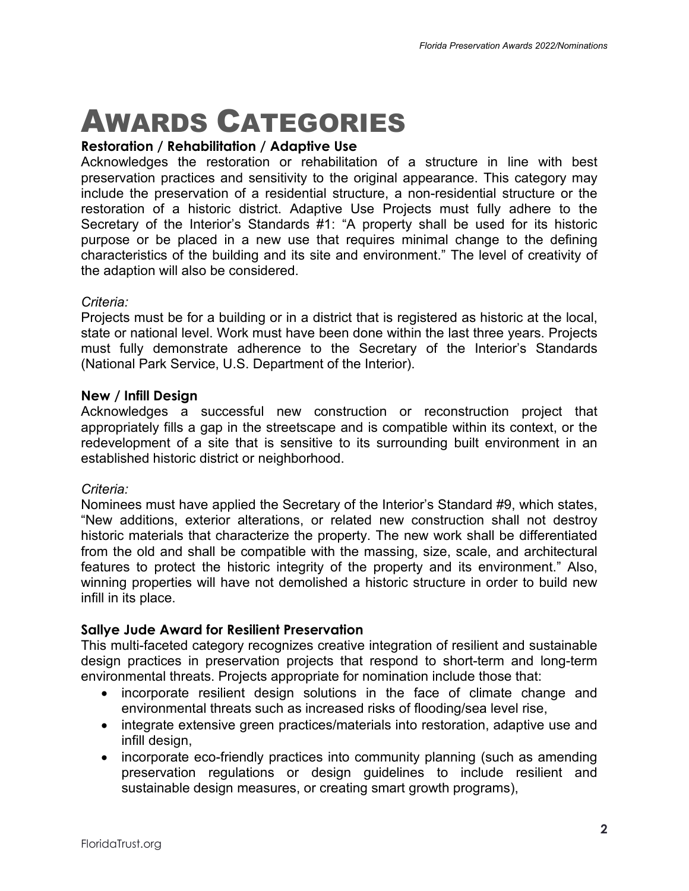# Awards Categories

**Restoration / Rehabilitation / Adaptive Use**

Acknowledges the restoration or rehabilitation of a structure in line with best preservation practices and sensitivity to the original appearance. This category may include the preservation of a residential structure, a non-residential structure or the restoration of a historic district. Adaptive Use Projects must fully adhere to the Secretary of the Interior's Standards #1: "A property shall be used for its historic purpose or be placed in a new use that requires minimal change to the defining characteristics of the building and its site and environment." The level of creativity of the adaption will also be considered.

*Criteria:*

Projects must be for a building or in a district that is registered as historic at the local, state or national level. Work must have been done within the last three years. Projects must fully demonstrate adherence to the Secretary of the Interior's Standards (National Park Service, U.S. Department of the Interior).

**New / Infill Design**

Acknowledges a successful new construction or reconstruction project that appropriately fills a gap in the streetscape and is compatible within its context, or the redevelopment of a site that is sensitive to its surrounding built environment in an established historic district or neighborhood.

*Criteria:*

Nominees must have applied the Secretary of the Interior's Standard #9, which states, "New additions, exterior alterations, or related new construction shall not destroy historic materials that characterize the property. The new work shall be differentiated from the old and shall be compatible with the massing, size, scale, and architectural features to protect the historic integrity of the property and its environment." Also, winning properties will have not demolished a historic structure in order to build new infill in its place.

**Sallye Jude Award for Resilient Preservation**

This multi-faceted category recognizes creative integration of resilient and sustainable design practices in preservation projects that respond to short-term and long-term environmental threats. Projects appropriate for nomination include those that:

- incorporate resilient design solutions in the face of climate change and environmental threats such as increased risks of flooding/sea level rise,
- integrate extensive green practices/materials into restoration, adaptive use and infill design,
- incorporate eco-friendly practices into community planning (such as amending preservation regulations or design guidelines to include resilient and sustainable design measures, or creating smart growth programs),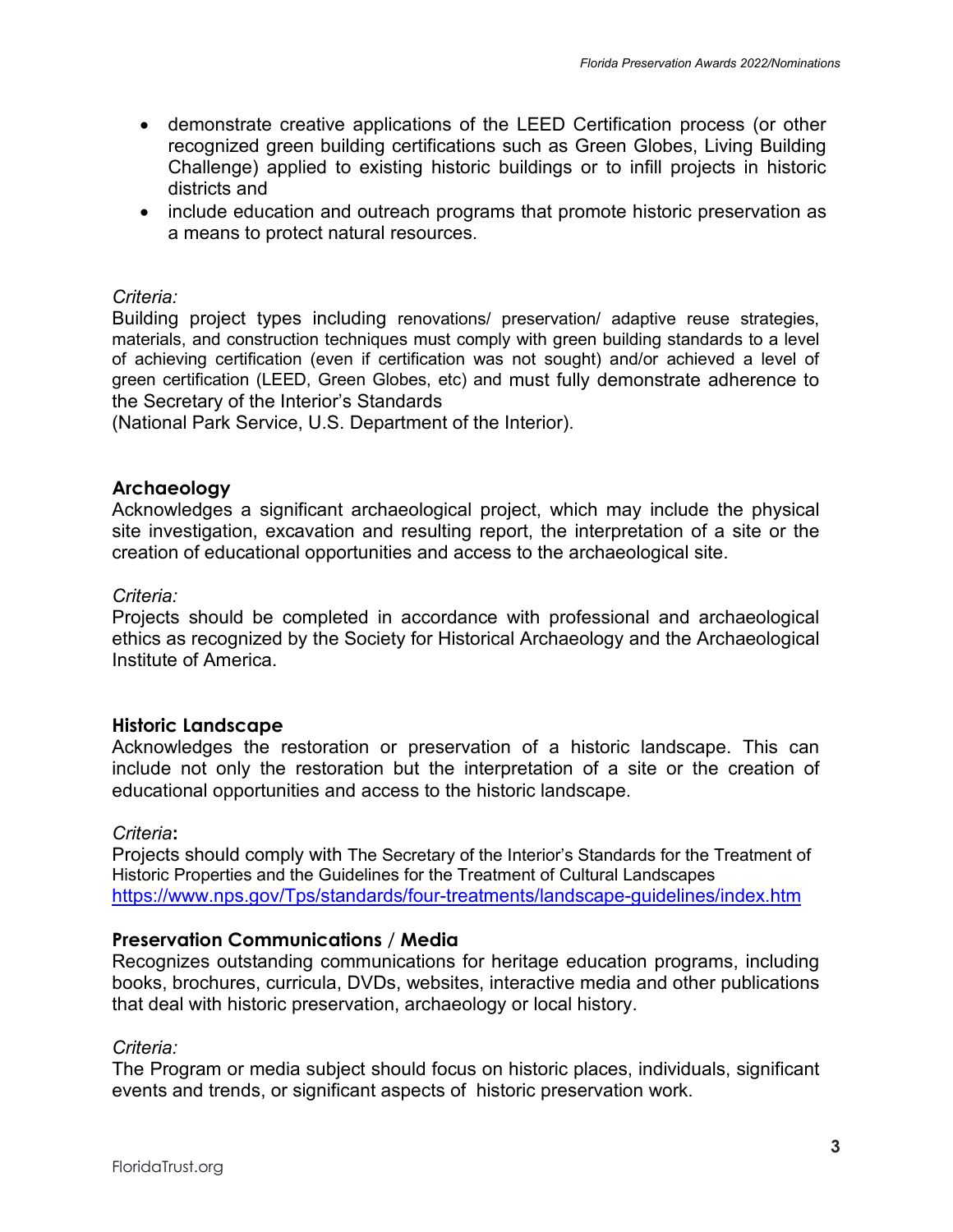- demonstrate creative applications of the LEED Certification process (or other recognized green building certifications such as Green Globes, Living Building Challenge) applied to existing historic buildings or to infill projects in historic districts and
- include education and outreach programs that promote historic preservation as a means to protect natural resources.

*Criteria:*

Building project types including renovations/ preservation/ adaptive reuse strategies, materials, and construction techniques must comply with green building standards to a level of achieving certification (even if certification was not sought) and/or achieved a level of green certification (LEED, Green Globes, etc) and must fully demonstrate adherence to the Secretary of the Interior's Standards
(National Park Service, U.S. Department of the Interior).

### Archaeology

Acknowledges a significant archaeological project, which may include the physical site investigation, excavation and resulting report, the interpretation of a site or the creation of educational opportunities and access to the archaeological site.

*Criteria:*

Projects should be completed in accordance with professional and archaeological ethics as recognized by the Society for Historical Archaeology and the Archaeological Institute of America.

### Historic Landscape

Acknowledges the restoration or preservation of a historic landscape. This can include not only the restoration but the interpretation of a site or the creation of educational opportunities and access to the historic landscape.

*Criteria*:

Projects should comply with The Secretary of the Interior's Standards for the Treatment of Historic Properties and the Guidelines for the Treatment of Cultural Landscapes
https://www.nps.gov/Tps/standards/four-treatments/landscape-guidelines/index.htm

### Preservation Communications / Media

Recognizes outstanding communications for heritage education programs, including books, brochures, curricula, DVDs, websites, interactive media and other publications that deal with historic preservation, archaeology or local history.

*Criteria:*

The Program or media subject should focus on historic places, individuals, significant events and trends, or significant aspects of historic preservation work.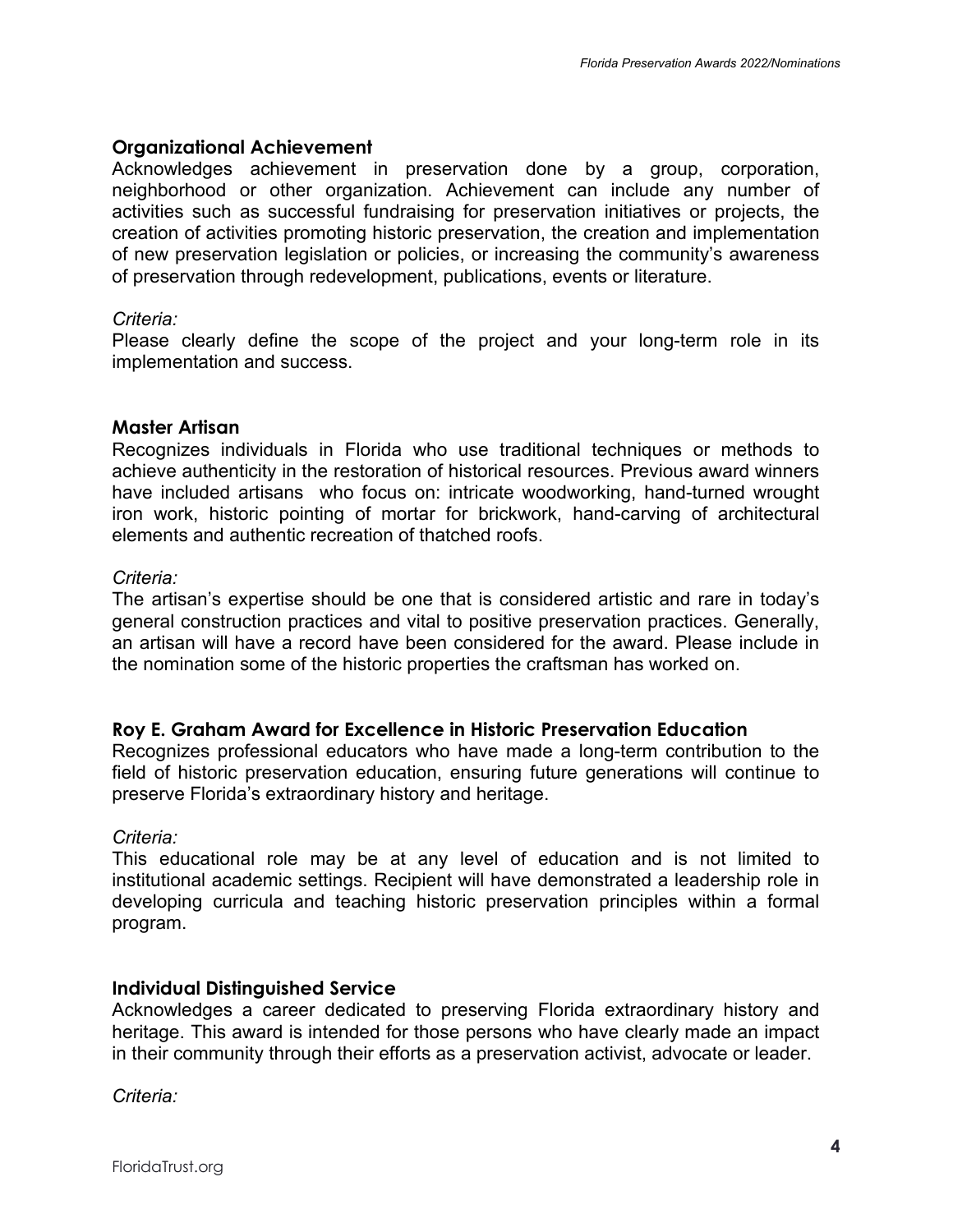**Organizational Achievement**

Acknowledges achievement in preservation done by a group, corporation, neighborhood or other organization. Achievement can include any number of activities such as successful fundraising for preservation initiatives or projects, the creation of activities promoting historic preservation, the creation and implementation of new preservation legislation or policies, or increasing the community's awareness of preservation through redevelopment, publications, events or literature.

*Criteria:*

Please clearly define the scope of the project and your long-term role in its implementation and success.

**Master Artisan**

Recognizes individuals in Florida who use traditional techniques or methods to achieve authenticity in the restoration of historical resources. Previous award winners have included artisans who focus on: intricate woodworking, hand-turned wrought iron work, historic pointing of mortar for brickwork, hand-carving of architectural elements and authentic recreation of thatched roofs.

*Criteria:*

The artisan's expertise should be one that is considered artistic and rare in today's general construction practices and vital to positive preservation practices. Generally, an artisan will have a record have been considered for the award. Please include in the nomination some of the historic properties the craftsman has worked on.

**Roy E. Graham Award for Excellence in Historic Preservation Education**

Recognizes professional educators who have made a long-term contribution to the field of historic preservation education, ensuring future generations will continue to preserve Florida's extraordinary history and heritage.

*Criteria:*

This educational role may be at any level of education and is not limited to institutional academic settings. Recipient will have demonstrated a leadership role in developing curricula and teaching historic preservation principles within a formal program.

**Individual Distinguished Service**

Acknowledges a career dedicated to preserving Florida extraordinary history and heritage. This award is intended for those persons who have clearly made an impact in their community through their efforts as a preservation activist, advocate or leader.

*Criteria:*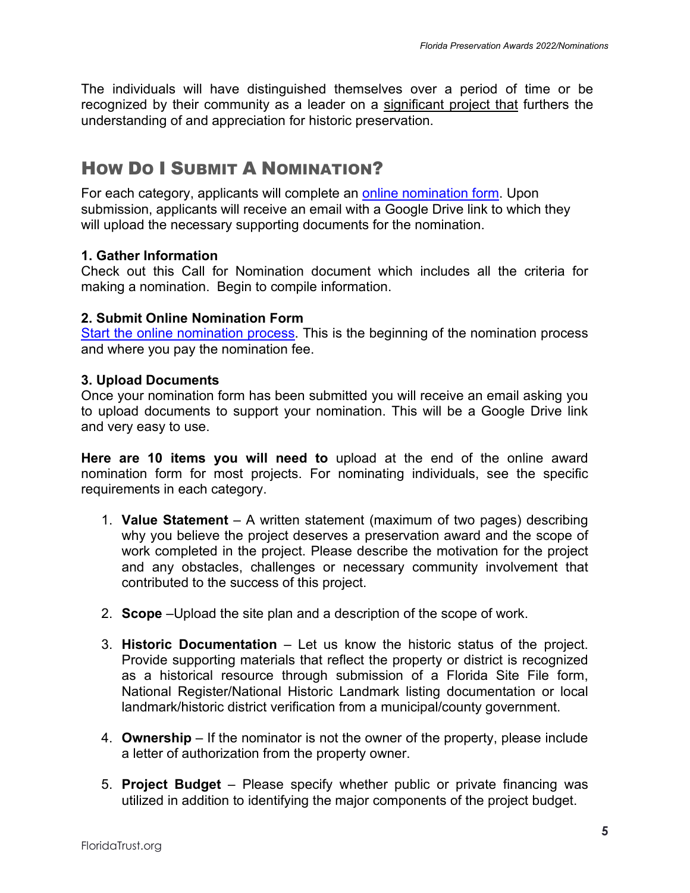The individuals will have distinguished themselves over a period of time or be recognized by their community as a leader on a significant project that furthers the understanding of and appreciation for historic preservation.

## How Do I Submit A Nomination?

For each category, applicants will complete an online nomination form. Upon submission, applicants will receive an email with a Google Drive link to which they will upload the necessary supporting documents for the nomination.

**1. Gather Information**
Check out this Call for Nomination document which includes all the criteria for making a nomination. Begin to compile information.

**2. Submit Online Nomination Form**
Start the online nomination process. This is the beginning of the nomination process and where you pay the nomination fee.

**3. Upload Documents**
Once your nomination form has been submitted you will receive an email asking you to upload documents to support your nomination. This will be a Google Drive link and very easy to use.

**Here are 10 items you will need to** upload at the end of the online award nomination form for most projects. For nominating individuals, see the specific requirements in each category.

1. **Value Statement** – A written statement (maximum of two pages) describing why you believe the project deserves a preservation award and the scope of work completed in the project. Please describe the motivation for the project and any obstacles, challenges or necessary community involvement that contributed to the success of this project.

2. **Scope** –Upload the site plan and a description of the scope of work.

3. **Historic Documentation** – Let us know the historic status of the project. Provide supporting materials that reflect the property or district is recognized as a historical resource through submission of a Florida Site File form, National Register/National Historic Landmark listing documentation or local landmark/historic district verification from a municipal/county government.

4. **Ownership** – If the nominator is not the owner of the property, please include a letter of authorization from the property owner.

5. **Project Budget** – Please specify whether public or private financing was utilized in addition to identifying the major components of the project budget.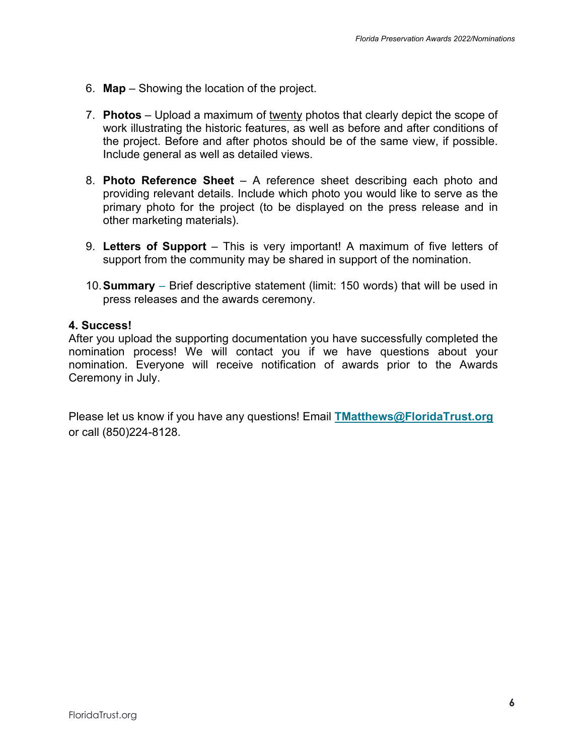6. **Map** – Showing the location of the project.

7. **Photos** – Upload a maximum of twenty photos that clearly depict the scope of work illustrating the historic features, as well as before and after conditions of the project. Before and after photos should be of the same view, if possible. Include general as well as detailed views.

8. **Photo Reference Sheet** – A reference sheet describing each photo and providing relevant details. Include which photo you would like to serve as the primary photo for the project (to be displayed on the press release and in other marketing materials).

9. **Letters of Support** – This is very important! A maximum of five letters of support from the community may be shared in support of the nomination.

10. **Summary** – Brief descriptive statement (limit: 150 words) that will be used in press releases and the awards ceremony.

**4. Success!**

After you upload the supporting documentation you have successfully completed the nomination process! We will contact you if we have questions about your nomination. Everyone will receive notification of awards prior to the Awards Ceremony in July.

Please let us know if you have any questions! Email **TMatthews@FloridaTrust.org** or call (850)224-8128.